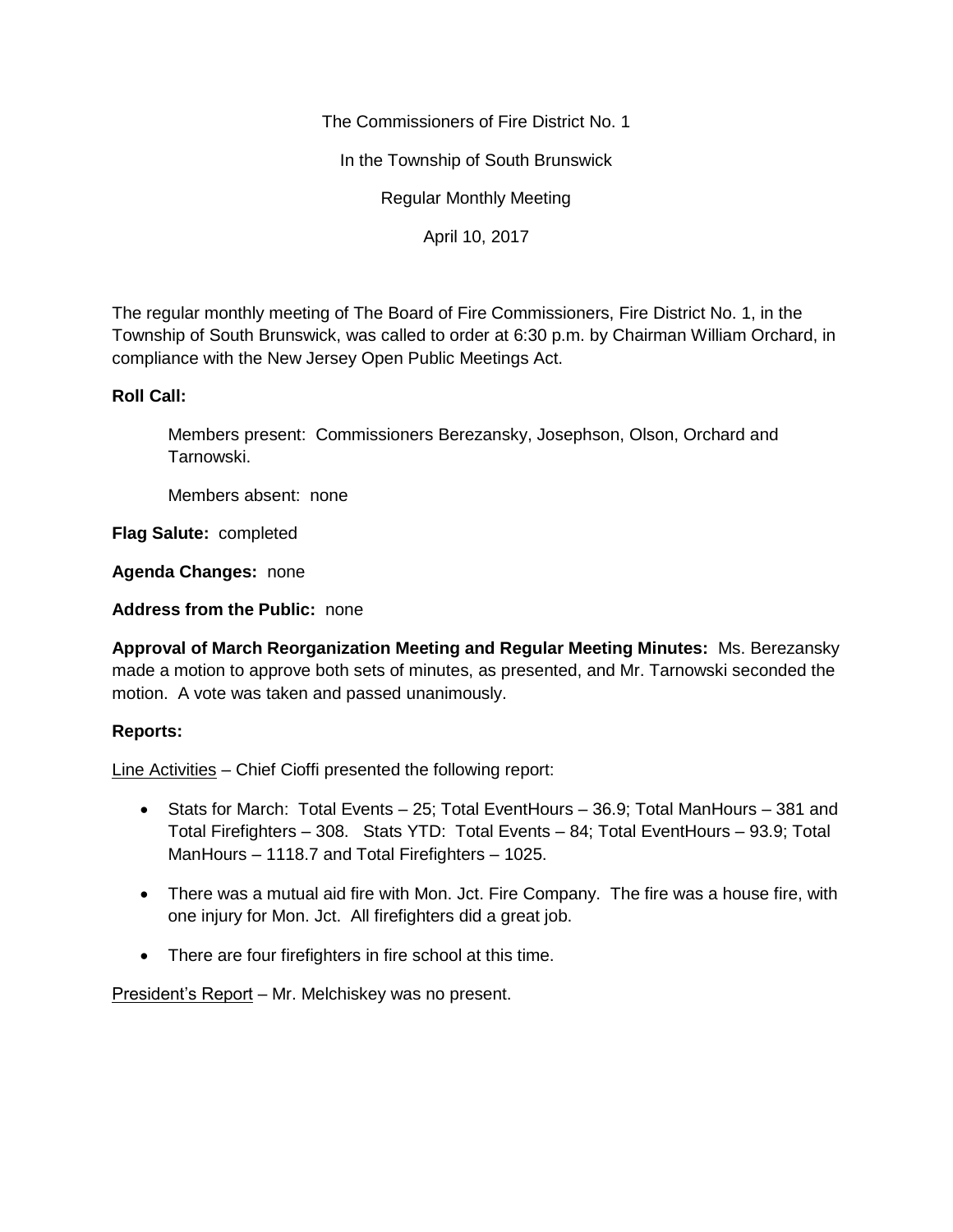The Commissioners of Fire District No. 1

In the Township of South Brunswick

Regular Monthly Meeting

April 10, 2017

The regular monthly meeting of The Board of Fire Commissioners, Fire District No. 1, in the Township of South Brunswick, was called to order at 6:30 p.m. by Chairman William Orchard, in compliance with the New Jersey Open Public Meetings Act.

**Roll Call:**

Members present: Commissioners Berezansky, Josephson, Olson, Orchard and Tarnowski.

Members absent: none

**Flag Salute:** completed

**Agenda Changes:** none

**Address from the Public:** none

**Approval of March Reorganization Meeting and Regular Meeting Minutes:** Ms. Berezansky made a motion to approve both sets of minutes, as presented, and Mr. Tarnowski seconded the motion. A vote was taken and passed unanimously.

**Reports:**

Line Activities – Chief Cioffi presented the following report:

- Stats for March: Total Events – 25; Total EventHours – 36.9; Total ManHours – 381 and Total Firefighters – 308. Stats YTD: Total Events – 84; Total EventHours – 93.9; Total ManHours – 1118.7 and Total Firefighters – 1025.
- There was a mutual aid fire with Mon. Jct. Fire Company. The fire was a house fire, with one injury for Mon. Jct. All firefighters did a great job.
- There are four firefighters in fire school at this time.

President's Report – Mr. Melchiskey was no present.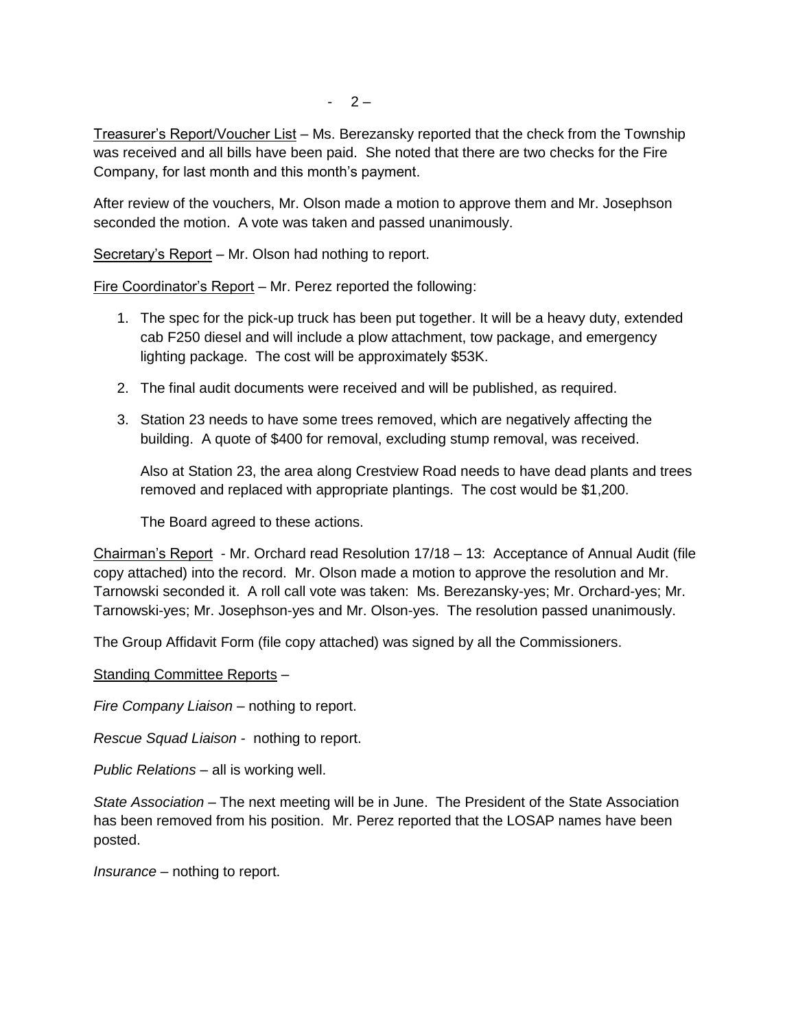Treasurer's Report/Voucher List – Ms. Berezansky reported that the check from the Township was received and all bills have been paid. She noted that there are two checks for the Fire Company, for last month and this month's payment.

After review of the vouchers, Mr. Olson made a motion to approve them and Mr. Josephson seconded the motion. A vote was taken and passed unanimously.

Secretary's Report – Mr. Olson had nothing to report.

Fire Coordinator's Report – Mr. Perez reported the following:

1. The spec for the pick-up truck has been put together. It will be a heavy duty, extended cab F250 diesel and will include a plow attachment, tow package, and emergency lighting package. The cost will be approximately $53K.

2. The final audit documents were received and will be published, as required.

3. Station 23 needs to have some trees removed, which are negatively affecting the building. A quote of $400 for removal, excluding stump removal, was received.

   Also at Station 23, the area along Crestview Road needs to have dead plants and trees removed and replaced with appropriate plantings. The cost would be $1,200.

   The Board agreed to these actions.

Chairman's Report - Mr. Orchard read Resolution 17/18 – 13: Acceptance of Annual Audit (file copy attached) into the record. Mr. Olson made a motion to approve the resolution and Mr. Tarnowski seconded it. A roll call vote was taken: Ms. Berezansky-yes; Mr. Orchard-yes; Mr. Tarnowski-yes; Mr. Josephson-yes and Mr. Olson-yes. The resolution passed unanimously.

The Group Affidavit Form (file copy attached) was signed by all the Commissioners.

Standing Committee Reports –

*Fire Company Liaison* – nothing to report.

*Rescue Squad Liaison* - nothing to report.

*Public Relations* – all is working well.

*State Association* – The next meeting will be in June. The President of the State Association has been removed from his position. Mr. Perez reported that the LOSAP names have been posted.

*Insurance* – nothing to report.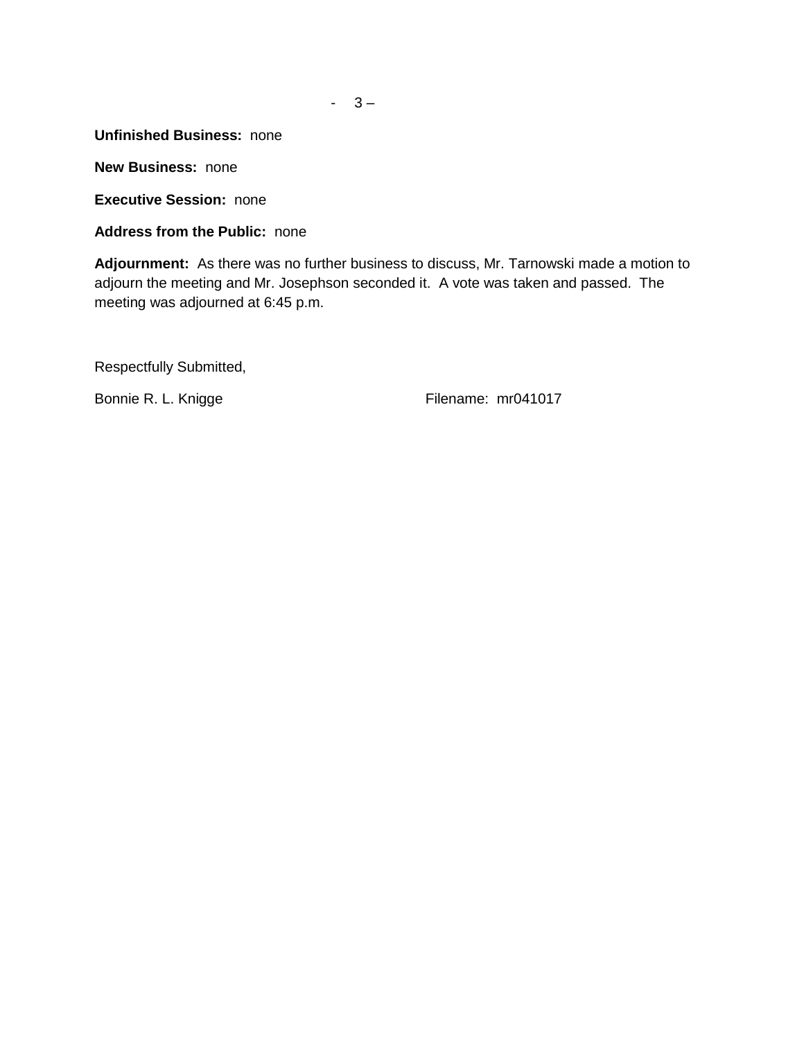**Unfinished Business:** none

**New Business:** none

**Executive Session:** none

**Address from the Public:** none

**Adjournment:** As there was no further business to discuss, Mr. Tarnowski made a motion to adjourn the meeting and Mr. Josephson seconded it. A vote was taken and passed. The meeting was adjourned at 6:45 p.m.

Respectfully Submitted,

Bonnie R. L. Knigge Filename: mr041017